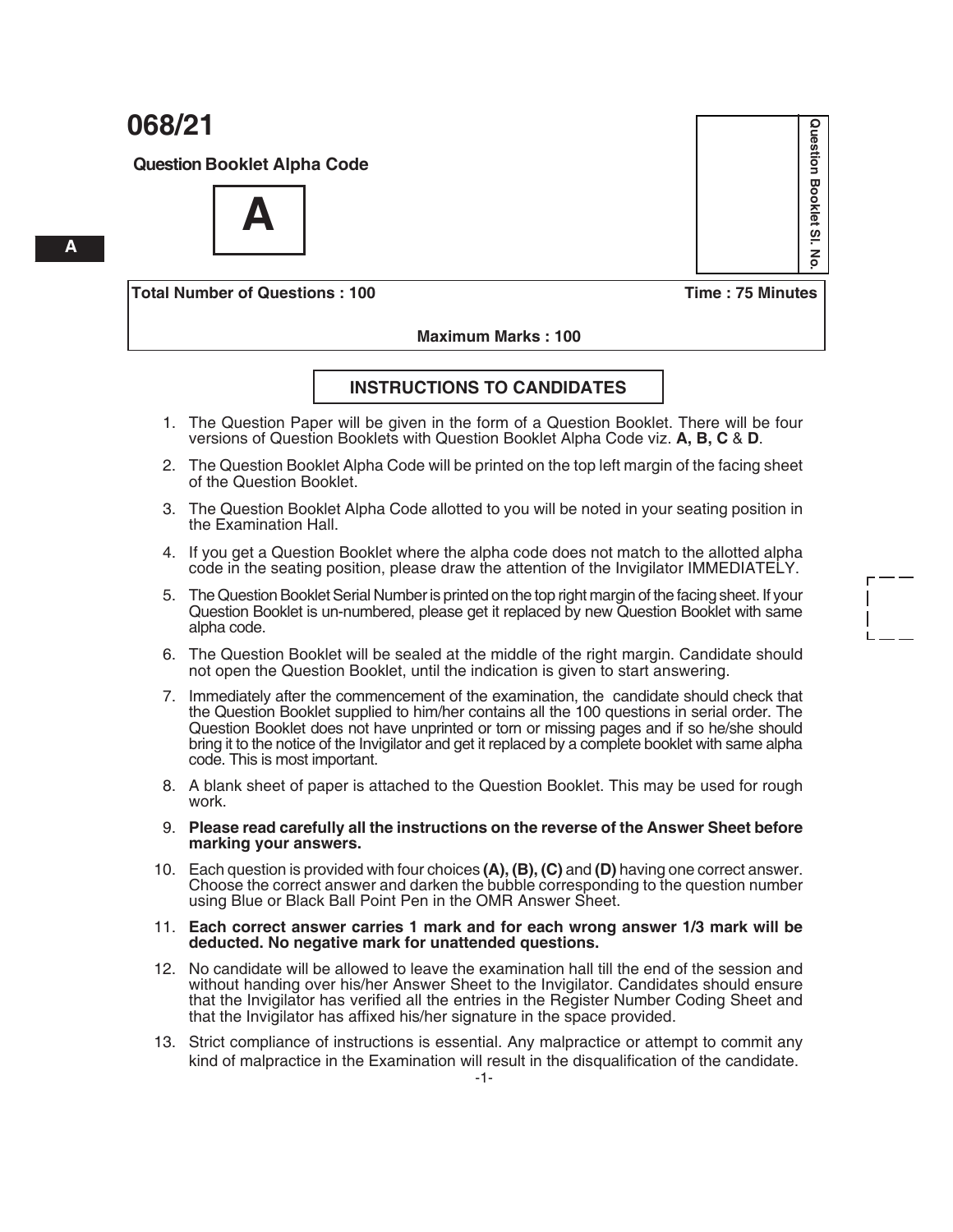# 068/21

**Question Booklet Alpha Code**

**A**

A

Question Booklet Sl. No.

| **Total Number of Questions : 100** | **Time : 75 Minutes** |
|---|---|
| **Maximum Marks : 100** | |

## INSTRUCTIONS TO CANDIDATES

1. The Question Paper will be given in the form of a Question Booklet. There will be four versions of Question Booklets with Question Booklet Alpha Code viz. **A, B, C** & **D**.
2. The Question Booklet Alpha Code will be printed on the top left margin of the facing sheet of the Question Booklet.
3. The Question Booklet Alpha Code allotted to you will be noted in your seating position in the Examination Hall.
4. If you get a Question Booklet where the alpha code does not match to the allotted alpha code in the seating position, please draw the attention of the Invigilator IMMEDIATELY.
5. The Question Booklet Serial Number is printed on the top right margin of the facing sheet. If your Question Booklet is un-numbered, please get it replaced by new Question Booklet with same alpha code.
6. The Question Booklet will be sealed at the middle of the right margin. Candidate should not open the Question Booklet, until the indication is given to start answering.
7. Immediately after the commencement of the examination, the candidate should check that the Question Booklet supplied to him/her contains all the 100 questions in serial order. The Question Booklet does not have unprinted or torn or missing pages and if so he/she should bring it to the notice of the Invigilator and get it replaced by a complete booklet with same alpha code. This is most important.
8. A blank sheet of paper is attached to the Question Booklet. This may be used for rough work.
9. **Please read carefully all the instructions on the reverse of the Answer Sheet before marking your answers.**
10. Each question is provided with four choices **(A), (B), (C)** and **(D)** having one correct answer. Choose the correct answer and darken the bubble corresponding to the question number using Blue or Black Ball Point Pen in the OMR Answer Sheet.
11. **Each correct answer carries 1 mark and for each wrong answer 1/3 mark will be deducted. No negative mark for unattended questions.**
12. No candidate will be allowed to leave the examination hall till the end of the session and without handing over his/her Answer Sheet to the Invigilator. Candidates should ensure that the Invigilator has verified all the entries in the Register Number Coding Sheet and that the Invigilator has affixed his/her signature in the space provided.
13. Strict compliance of instructions is essential. Any malpractice or attempt to commit any kind of malpractice in the Examination will result in the disqualification of the candidate.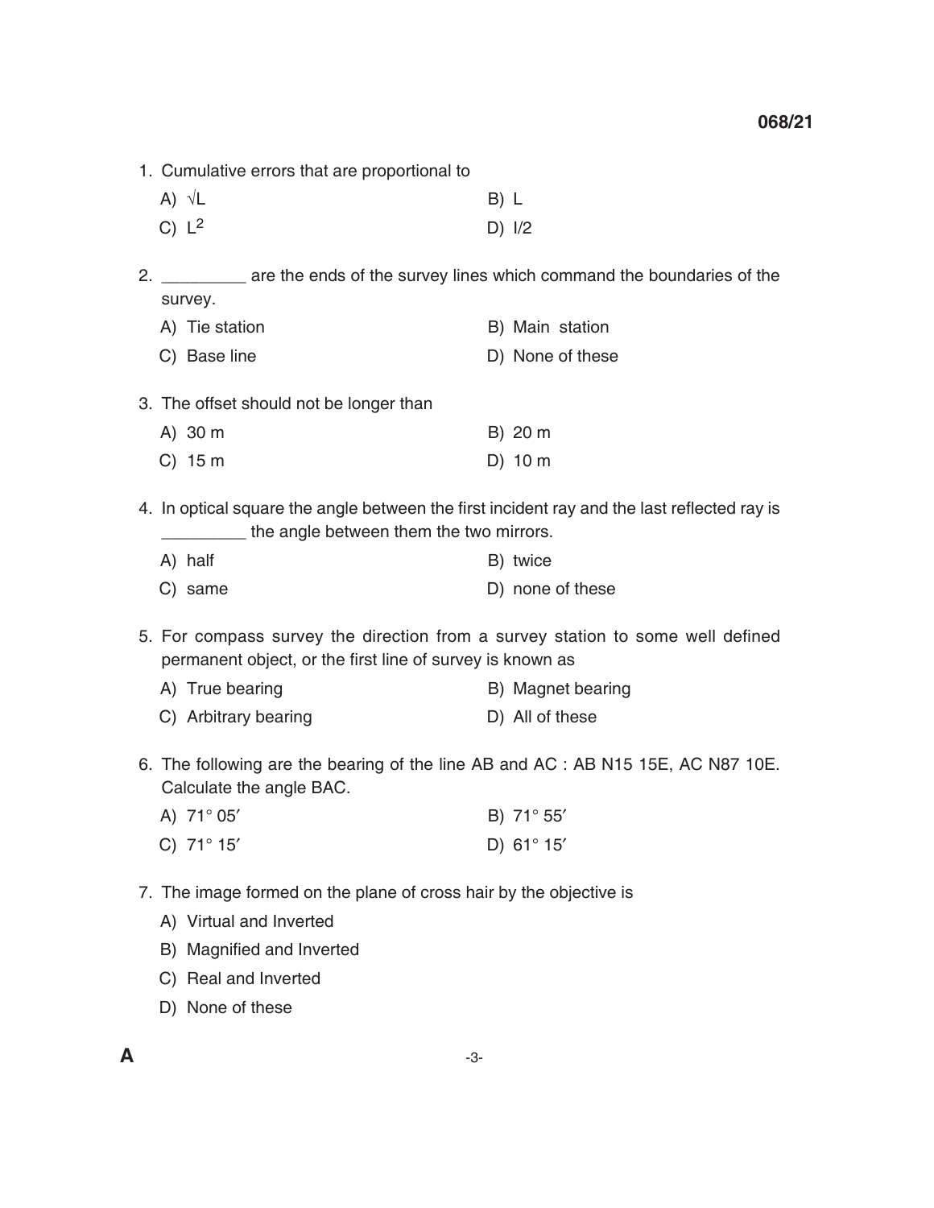1. Cumulative errors that are proportional to

   A) $\sqrt{L}$  
   B) L  
   C) $L^2$  
   D) l/2

2. _________ are the ends of the survey lines which command the boundaries of the survey.

   A) Tie station  
   B) Main station  
   C) Base line  
   D) None of these

3. The offset should not be longer than

   A) 30 m  
   B) 20 m  
   C) 15 m  
   D) 10 m

4. In optical square the angle between the first incident ray and the last reflected ray is _________ the angle between them the two mirrors.

   A) half  
   B) twice  
   C) same  
   D) none of these

5. For compass survey the direction from a survey station to some well defined permanent object, or the first line of survey is known as

   A) True bearing  
   B) Magnet bearing  
   C) Arbitrary bearing  
   D) All of these

6. The following are the bearing of the line AB and AC : AB N15 15E, AC N87 10E. Calculate the angle BAC.

   A) 71° 05′  
   B) 71° 55′  
   C) 71° 15′  
   D) 61° 15′

7. The image formed on the plane of cross hair by the objective is

   A) Virtual and Inverted  
   B) Magnified and Inverted  
   C) Real and Inverted  
   D) None of these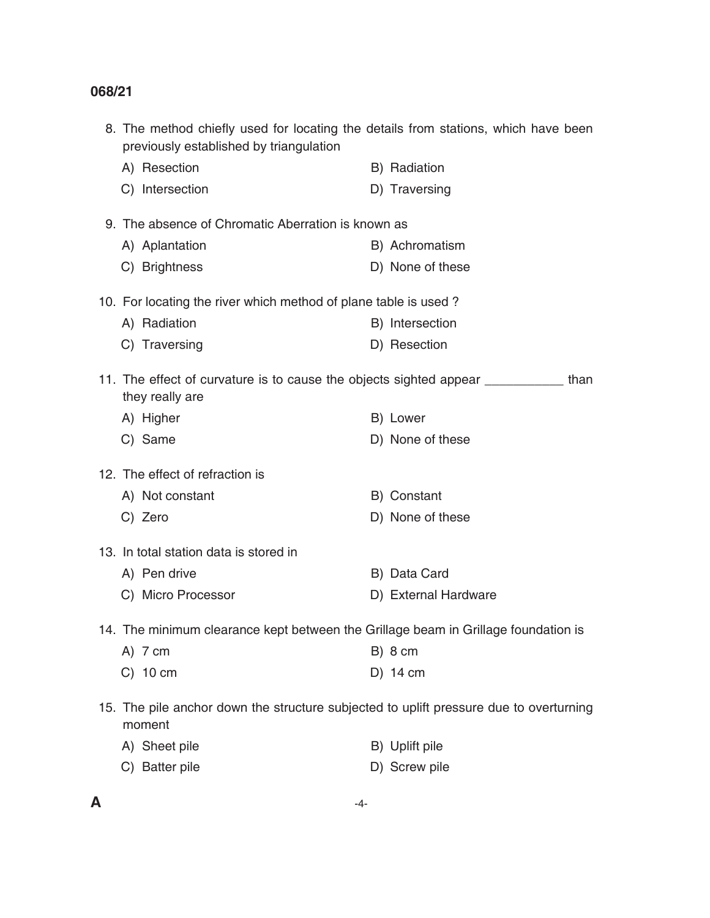8. The method chiefly used for locating the details from stations, which have been previously established by triangulation

   A) Resection
   B) Radiation
   C) Intersection
   D) Traversing

9. The absence of Chromatic Aberration is known as

   A) Aplantation
   B) Achromatism
   C) Brightness
   D) None of these

10. For locating the river which method of plane table is used ?

    A) Radiation
    B) Intersection
    C) Traversing
    D) Resection

11. The effect of curvature is to cause the objects sighted appear ___________ than they really are

    A) Higher
    B) Lower
    C) Same
    D) None of these

12. The effect of refraction is

    A) Not constant
    B) Constant
    C) Zero
    D) None of these

13. In total station data is stored in

    A) Pen drive
    B) Data Card
    C) Micro Processor
    D) External Hardware

14. The minimum clearance kept between the Grillage beam in Grillage foundation is

    A) 7 cm
    B) 8 cm
    C) 10 cm
    D) 14 cm

15. The pile anchor down the structure subjected to uplift pressure due to overturning moment

    A) Sheet pile
    B) Uplift pile
    C) Batter pile
    D) Screw pile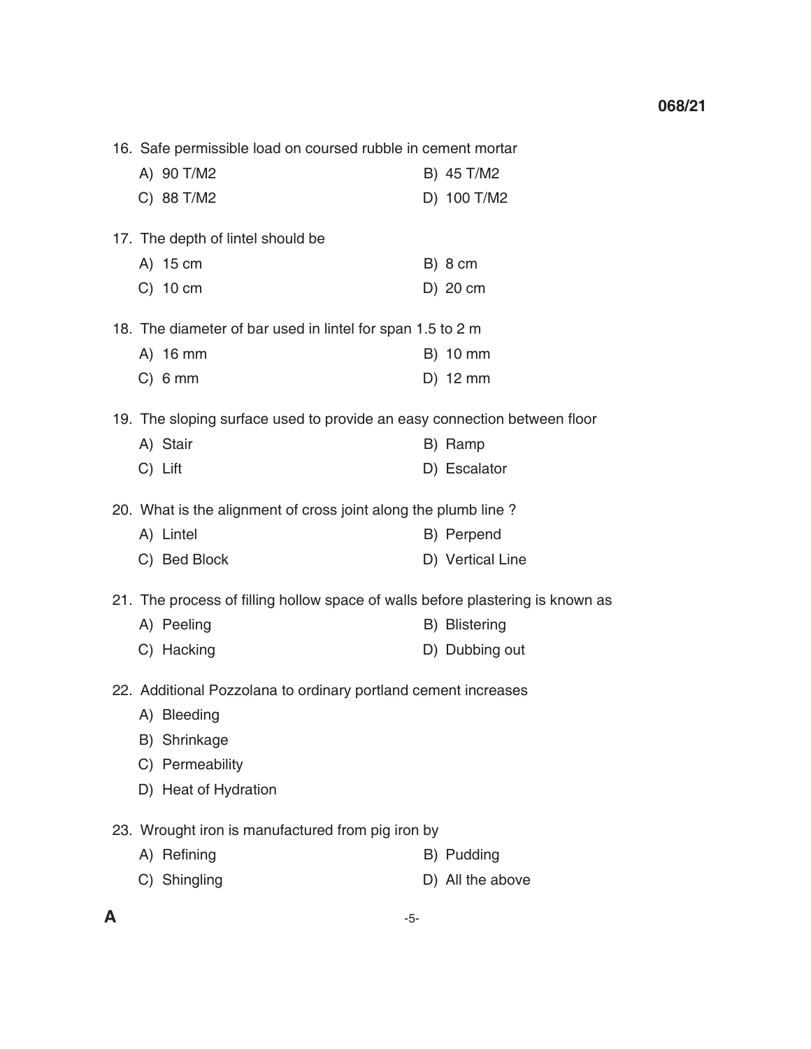16. Safe permissible load on coursed rubble in cement mortar

    A) 90 T/M2
    B) 45 T/M2
    C) 88 T/M2
    D) 100 T/M2

17. The depth of lintel should be

    A) 15 cm
    B) 8 cm
    C) 10 cm
    D) 20 cm

18. The diameter of bar used in lintel for span 1.5 to 2 m

    A) 16 mm
    B) 10 mm
    C) 6 mm
    D) 12 mm

19. The sloping surface used to provide an easy connection between floor

    A) Stair
    B) Ramp
    C) Lift
    D) Escalator

20. What is the alignment of cross joint along the plumb line ?

    A) Lintel
    B) Perpend
    C) Bed Block
    D) Vertical Line

21. The process of filling hollow space of walls before plastering is known as

    A) Peeling
    B) Blistering
    C) Hacking
    D) Dubbing out

22. Additional Pozzolana to ordinary portland cement increases

    A) Bleeding
    B) Shrinkage
    C) Permeability
    D) Heat of Hydration

23. Wrought iron is manufactured from pig iron by

    A) Refining
    B) Pudding
    C) Shingling
    D) All the above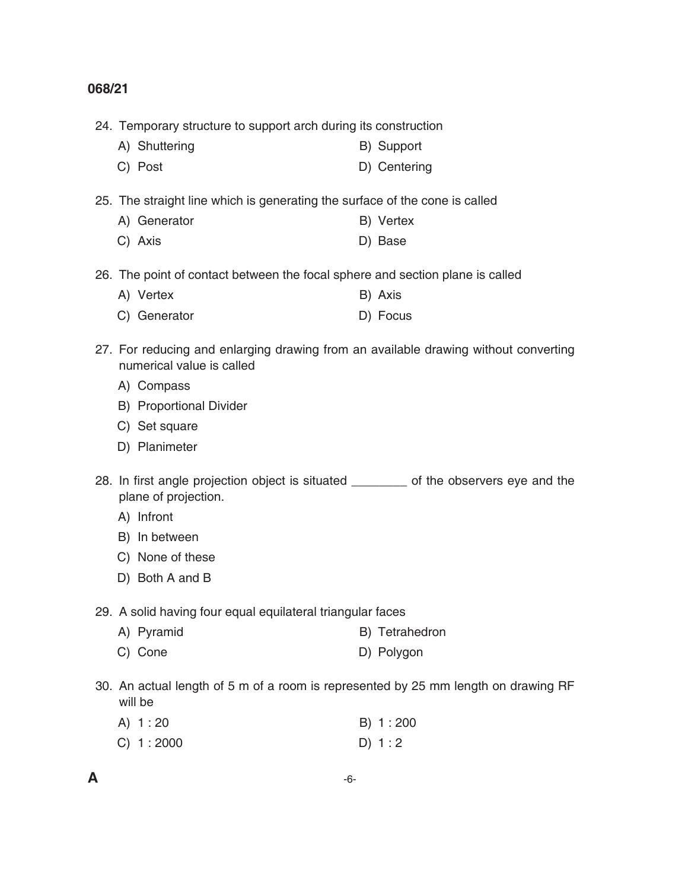24. Temporary structure to support arch during its construction

    A) Shuttering
    B) Support
    C) Post
    D) Centering

25. The straight line which is generating the surface of the cone is called

    A) Generator
    B) Vertex
    C) Axis
    D) Base

26. The point of contact between the focal sphere and section plane is called

    A) Vertex
    B) Axis
    C) Generator
    D) Focus

27. For reducing and enlarging drawing from an available drawing without converting numerical value is called

    A) Compass
    B) Proportional Divider
    C) Set square
    D) Planimeter

28. In first angle projection object is situated ________ of the observers eye and the plane of projection.

    A) Infront
    B) In between
    C) None of these
    D) Both A and B

29. A solid having four equal equilateral triangular faces

    A) Pyramid
    B) Tetrahedron
    C) Cone
    D) Polygon

30. An actual length of 5 m of a room is represented by 25 mm length on drawing RF will be

    A) 1 : 20
    B) 1 : 200
    C) 1 : 2000
    D) 1 : 2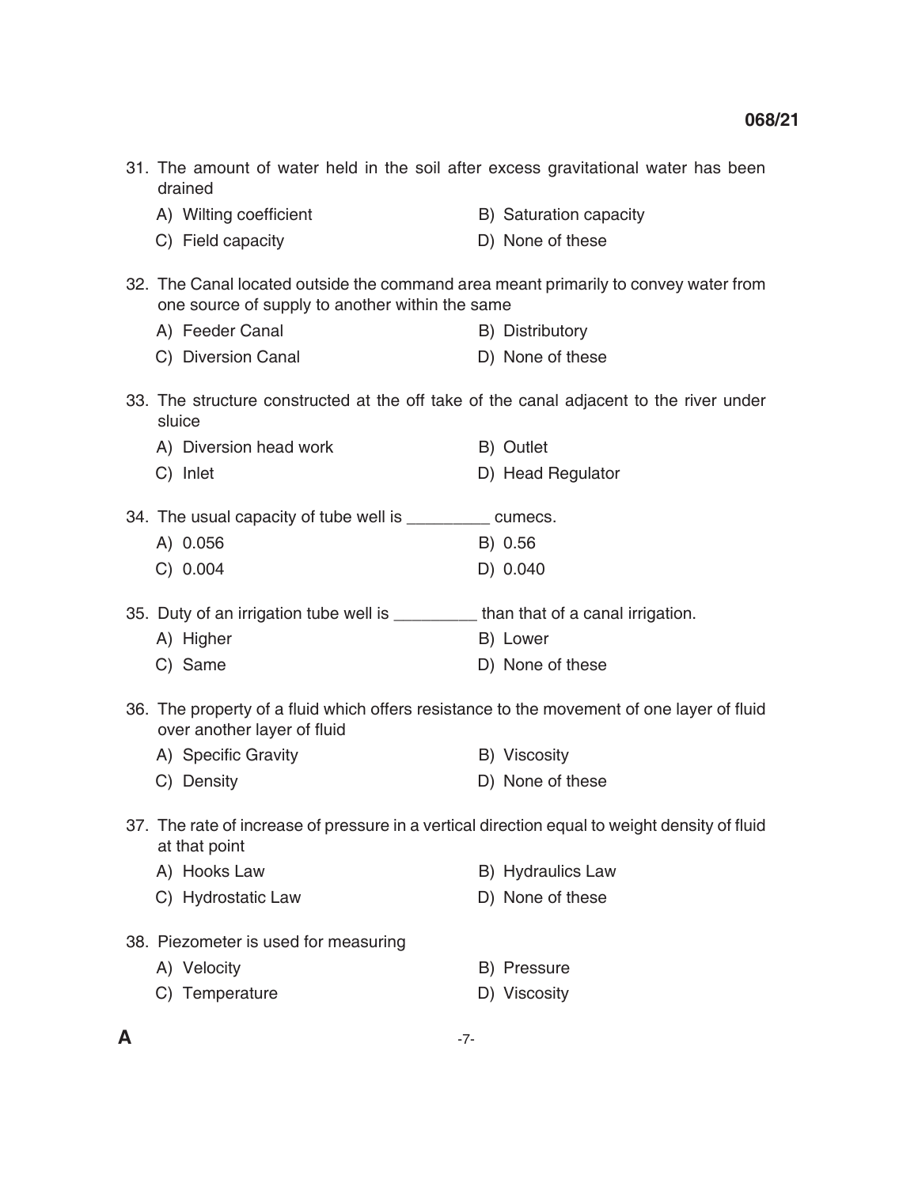31. The amount of water held in the soil after excess gravitational water has been drained

    A) Wilting coefficient
    B) Saturation capacity
    C) Field capacity
    D) None of these

32. The Canal located outside the command area meant primarily to convey water from one source of supply to another within the same

    A) Feeder Canal
    B) Distributory
    C) Diversion Canal
    D) None of these

33. The structure constructed at the off take of the canal adjacent to the river under sluice

    A) Diversion head work
    B) Outlet
    C) Inlet
    D) Head Regulator

34. The usual capacity of tube well is _________ cumecs.

    A) 0.056
    B) 0.56
    C) 0.004
    D) 0.040

35. Duty of an irrigation tube well is _________ than that of a canal irrigation.

    A) Higher
    B) Lower
    C) Same
    D) None of these

36. The property of a fluid which offers resistance to the movement of one layer of fluid over another layer of fluid

    A) Specific Gravity
    B) Viscosity
    C) Density
    D) None of these

37. The rate of increase of pressure in a vertical direction equal to weight density of fluid at that point

    A) Hooks Law
    B) Hydraulics Law
    C) Hydrostatic Law
    D) None of these

38. Piezometer is used for measuring

    A) Velocity
    B) Pressure
    C) Temperature
    D) Viscosity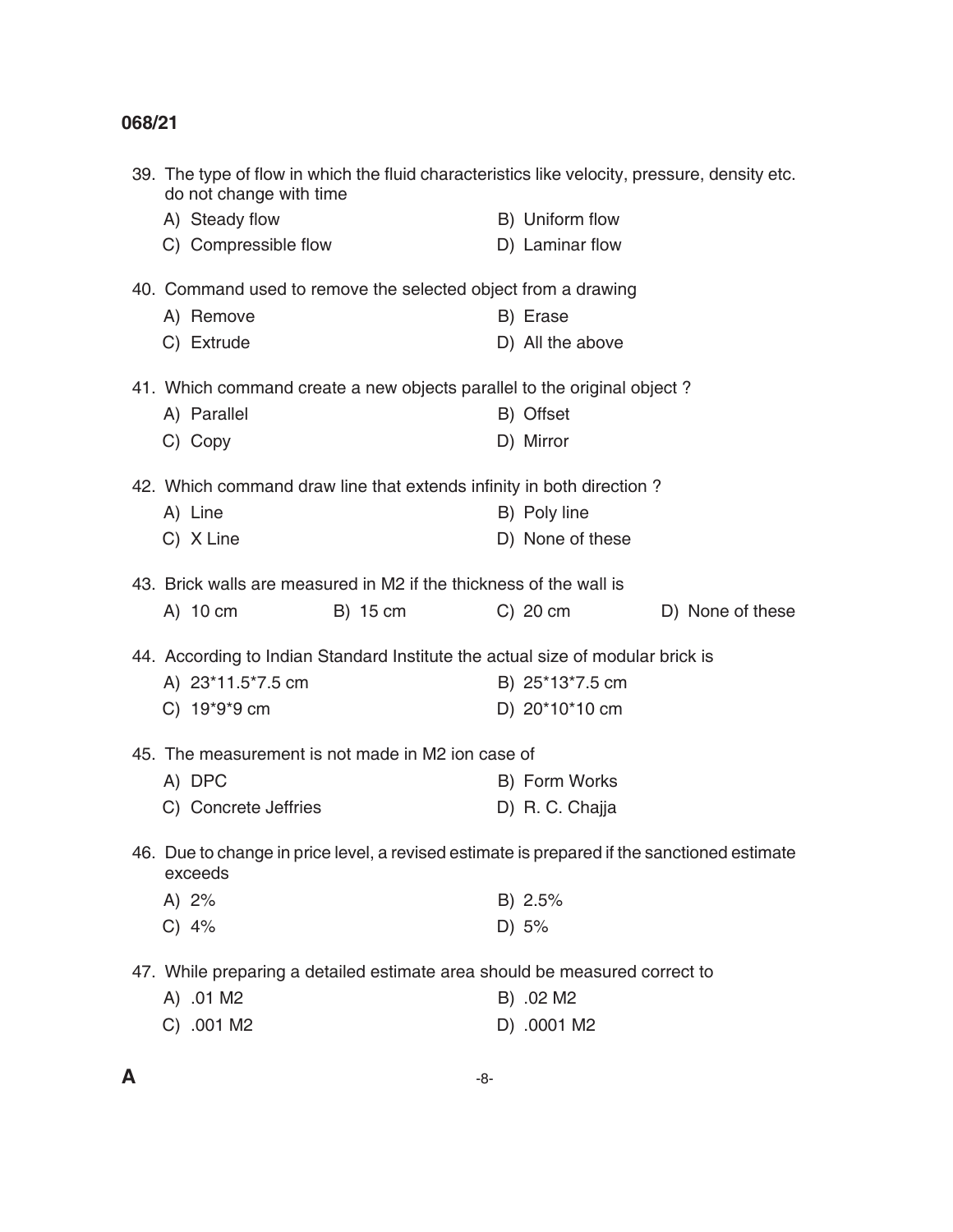39. The type of flow in which the fluid characteristics like velocity, pressure, density etc. do not change with time

    A) Steady flow
    B) Uniform flow
    C) Compressible flow
    D) Laminar flow

40. Command used to remove the selected object from a drawing

    A) Remove
    B) Erase
    C) Extrude
    D) All the above

41. Which command create a new objects parallel to the original object ?

    A) Parallel
    B) Offset
    C) Copy
    D) Mirror

42. Which command draw line that extends infinity in both direction ?

    A) Line
    B) Poly line
    C) X Line
    D) None of these

43. Brick walls are measured in M2 if the thickness of the wall is

    A) 10 cm
    B) 15 cm
    C) 20 cm
    D) None of these

44. According to Indian Standard Institute the actual size of modular brick is

    A) 23*11.5*7.5 cm
    B) 25*13*7.5 cm
    C) 19*9*9 cm
    D) 20*10*10 cm

45. The measurement is not made in M2 ion case of

    A) DPC
    B) Form Works
    C) Concrete Jeffries
    D) R. C. Chajja

46. Due to change in price level, a revised estimate is prepared if the sanctioned estimate exceeds

    A) 2%
    B) 2.5%
    C) 4%
    D) 5%

47. While preparing a detailed estimate area should be measured correct to

    A) .01 M2
    B) .02 M2
    C) .001 M2
    D) .0001 M2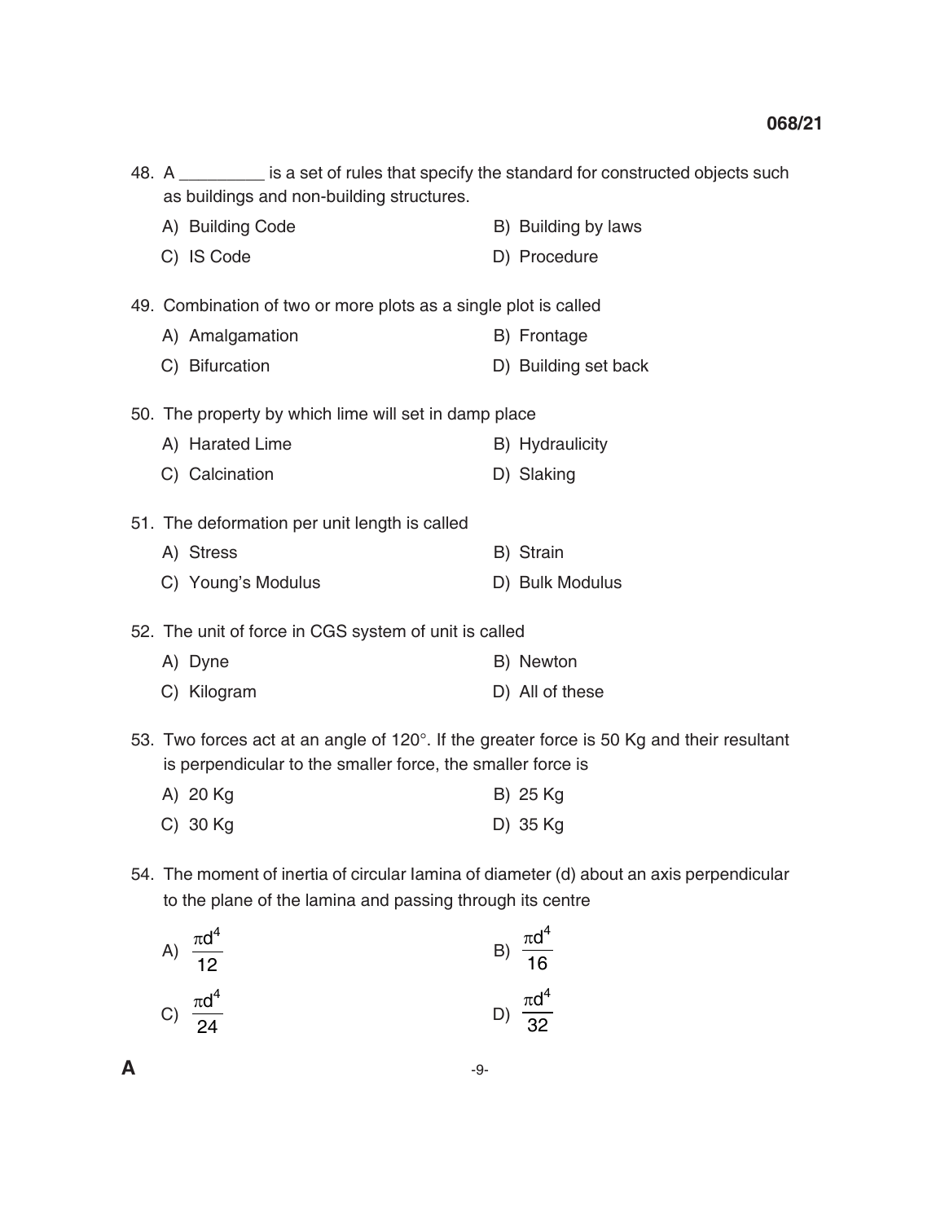48. A _________ is a set of rules that specify the standard for constructed objects such as buildings and non-building structures.

A) Building Code
B) Building by laws
C) IS Code
D) Procedure

49. Combination of two or more plots as a single plot is called

A) Amalgamation
B) Frontage
C) Bifurcation
D) Building set back

50. The property by which lime will set in damp place

A) Harated Lime
B) Hydraulicity
C) Calcination
D) Slaking

51. The deformation per unit length is called

A) Stress
B) Strain
C) Young's Modulus
D) Bulk Modulus

52. The unit of force in CGS system of unit is called

A) Dyne
B) Newton
C) Kilogram
D) All of these

53. Two forces act at an angle of 120°. If the greater force is 50 Kg and their resultant is perpendicular to the smaller force, the smaller force is

A) 20 Kg
B) 25 Kg
C) 30 Kg
D) 35 Kg

54. The moment of inertia of circular lamina of diameter (d) about an axis perpendicular to the plane of the lamina and passing through its centre

A) $\frac{\pi d^4}{12}$
B) $\frac{\pi d^4}{16}$
C) $\frac{\pi d^4}{24}$
D) $\frac{\pi d^4}{32}$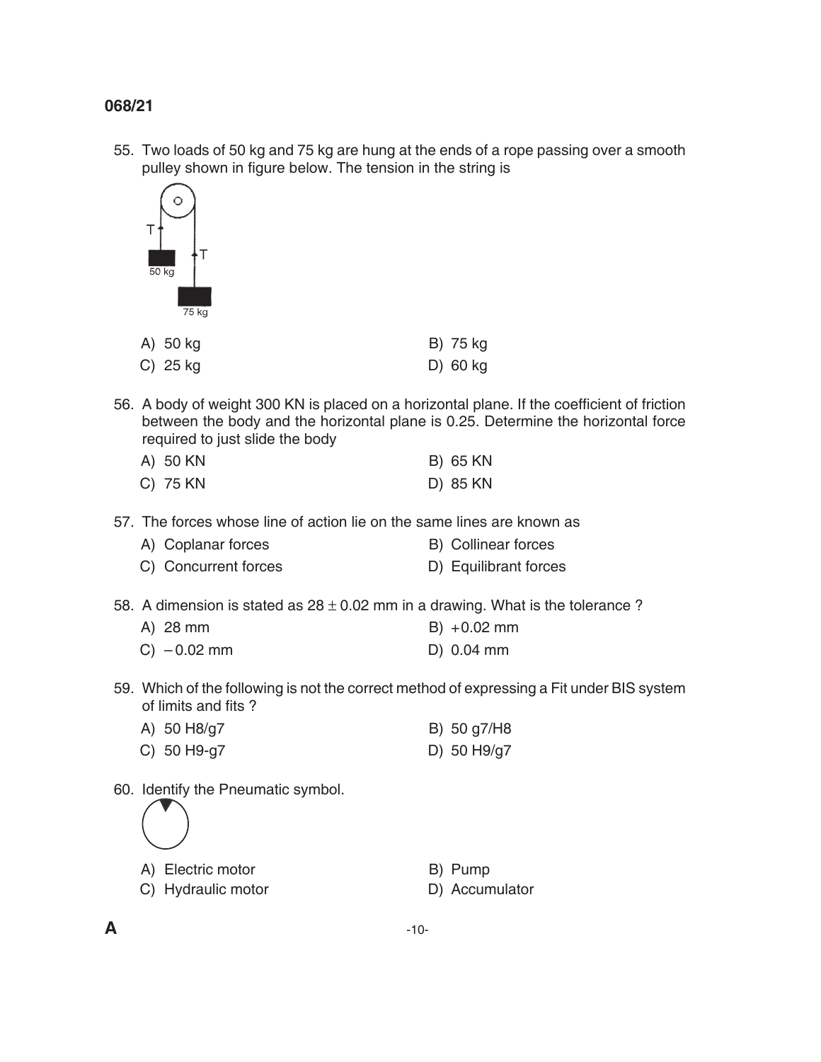055. Two loads of 50 kg and 75 kg are hung at the ends of a rope passing over a smooth pulley shown in figure below. The tension in the string is

A) 50 kg  
B) 75 kg  
C) 25 kg  
D) 60 kg

56. A body of weight 300 KN is placed on a horizontal plane. If the coefficient of friction between the body and the horizontal plane is 0.25. Determine the horizontal force required to just slide the body

A) 50 KN  
B) 65 KN  
C) 75 KN  
D) 85 KN

57. The forces whose line of action lie on the same lines are known as

A) Coplanar forces  
B) Collinear forces  
C) Concurrent forces  
D) Equilibrant forces

58. A dimension is stated as $28 \pm 0.02$ mm in a drawing. What is the tolerance ?

A) 28 mm  
B) +0.02 mm  
C) −0.02 mm  
D) 0.04 mm

59. Which of the following is not the correct method of expressing a Fit under BIS system of limits and fits ?

A) 50 H8/g7  
B) 50 g7/H8  
C) 50 H9-g7  
D) 50 H9/g7

60. Identify the Pneumatic symbol.

A) Electric motor  
B) Pump  
C) Hydraulic motor  
D) Accumulator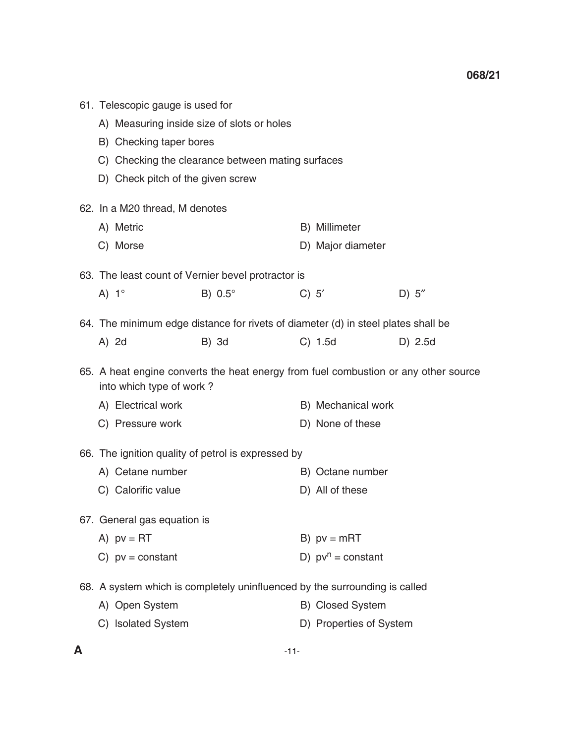61. Telescopic gauge is used for

    A) Measuring inside size of slots or holes

    B) Checking taper bores

    C) Checking the clearance between mating surfaces

    D) Check pitch of the given screw

62. In a M20 thread, M denotes

    A) Metric

    B) Millimeter

    C) Morse

    D) Major diameter

63. The least count of Vernier bevel protractor is

    A) $1^\circ$

    B) $0.5^\circ$

    C) $5'$

    D) $5''$

64. The minimum edge distance for rivets of diameter (d) in steel plates shall be

    A) 2d

    B) 3d

    C) 1.5d

    D) 2.5d

65. A heat engine converts the heat energy from fuel combustion or any other source into which type of work ?

    A) Electrical work

    B) Mechanical work

    C) Pressure work

    D) None of these

66. The ignition quality of petrol is expressed by

    A) Cetane number

    B) Octane number

    C) Calorific value

    D) All of these

67. General gas equation is

    A) $pv = RT$

    B) $pv = mRT$

    C) $pv = \text{constant}$

    D) $pv^n = \text{constant}$

68. A system which is completely uninfluenced by the surrounding is called

    A) Open System

    B) Closed System

    C) Isolated System

    D) Properties of System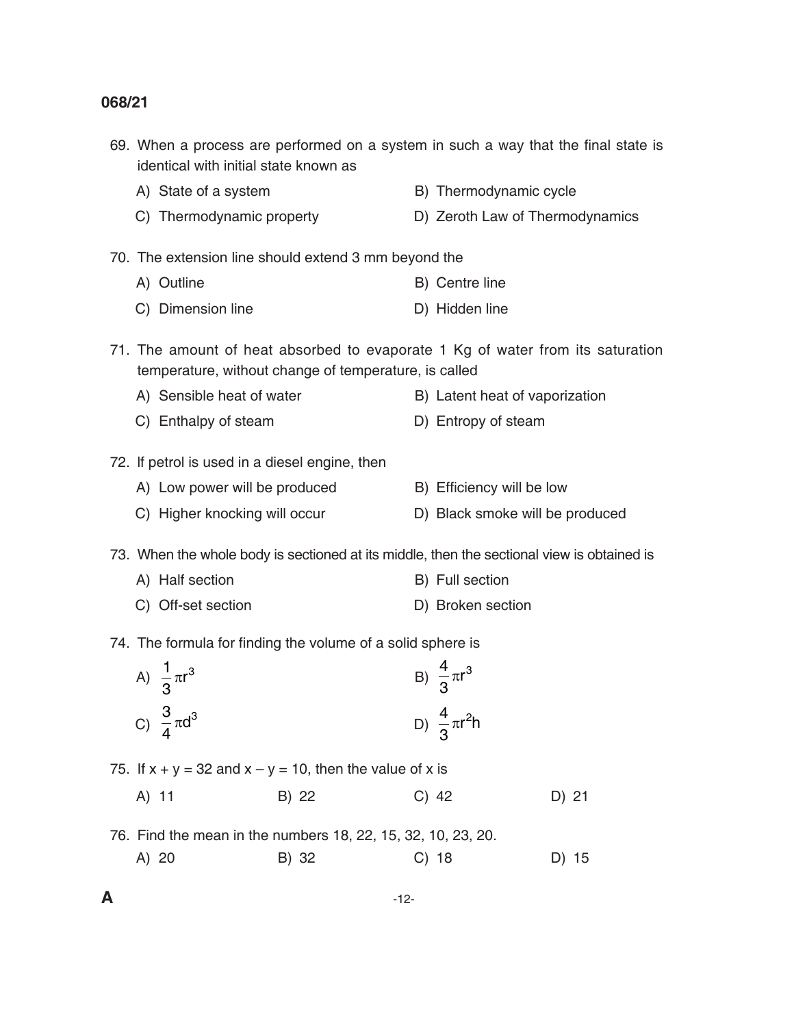69. When a process are performed on a system in such a way that the final state is identical with initial state known as

    A) State of a system
    B) Thermodynamic cycle
    C) Thermodynamic property
    D) Zeroth Law of Thermodynamics

70. The extension line should extend 3 mm beyond the

    A) Outline
    B) Centre line
    C) Dimension line
    D) Hidden line

71. The amount of heat absorbed to evaporate 1 Kg of water from its saturation temperature, without change of temperature, is called

    A) Sensible heat of water
    B) Latent heat of vaporization
    C) Enthalpy of steam
    D) Entropy of steam

72. If petrol is used in a diesel engine, then

    A) Low power will be produced
    B) Efficiency will be low
    C) Higher knocking will occur
    D) Black smoke will be produced

73. When the whole body is sectioned at its middle, then the sectional view is obtained is

    A) Half section
    B) Full section
    C) Off-set section
    D) Broken section

74. The formula for finding the volume of a solid sphere is

    A) $\frac{1}{3}\pi r^3$
    B) $\frac{4}{3}\pi r^3$
    C) $\frac{3}{4}\pi d^3$
    D) $\frac{4}{3}\pi r^2 h$

75. If x + y = 32 and x – y = 10, then the value of x is

    A) 11
    B) 22
    C) 42
    D) 21

76. Find the mean in the numbers 18, 22, 15, 32, 10, 23, 20.

    A) 20
    B) 32
    C) 18
    D) 15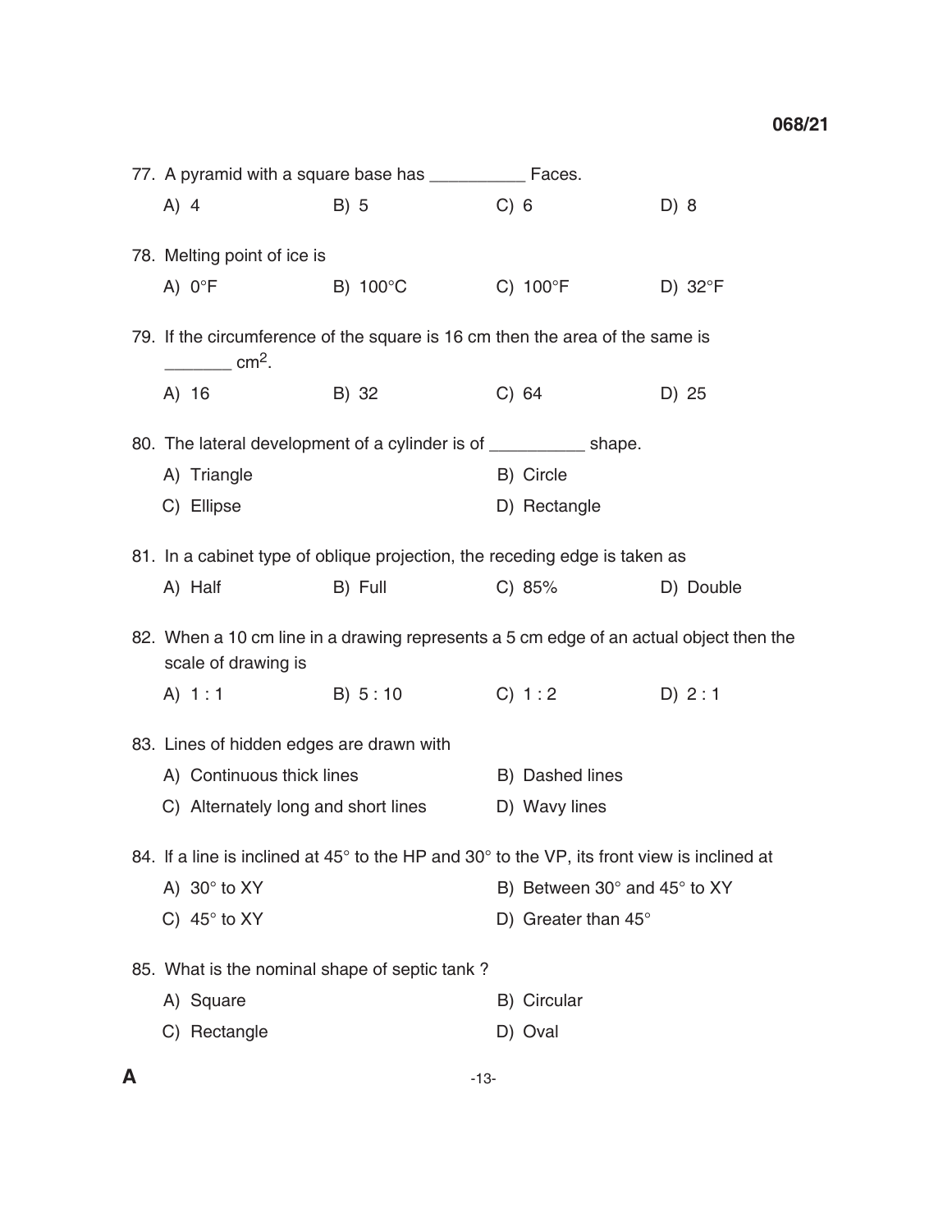77. A pyramid with a square base has __________ Faces.

 A) 4 B) 5 C) 6 D) 8

78. Melting point of ice is

 A) 0°F B) 100°C C) 100°F D) 32°F

79. If the circumference of the square is 16 cm then the area of the same is _______ $cm^2$.

 A) 16 B) 32 C) 64 D) 25

80. The lateral development of a cylinder is of __________ shape.

 A) Triangle B) Circle

 C) Ellipse D) Rectangle

81. In a cabinet type of oblique projection, the receding edge is taken as

 A) Half B) Full C) 85% D) Double

82. When a 10 cm line in a drawing represents a 5 cm edge of an actual object then the scale of drawing is

 A) 1 : 1 B) 5 : 10 C) 1 : 2 D) 2 : 1

83. Lines of hidden edges are drawn with

 A) Continuous thick lines B) Dashed lines

 C) Alternately long and short lines D) Wavy lines

84. If a line is inclined at 45° to the HP and 30° to the VP, its front view is inclined at

 A) 30° to XY B) Between 30° and 45° to XY

 C) 45° to XY D) Greater than 45°

85. What is the nominal shape of septic tank ?

 A) Square B) Circular

 C) Rectangle D) Oval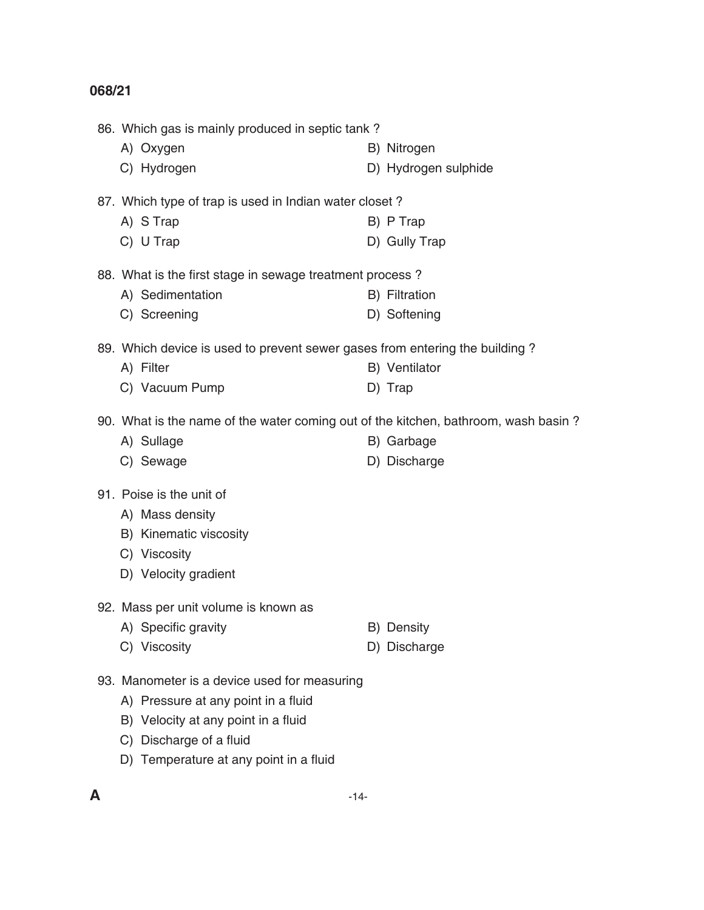86. Which gas is mainly produced in septic tank ?

   A) Oxygen
   B) Nitrogen
   C) Hydrogen
   D) Hydrogen sulphide

87. Which type of trap is used in Indian water closet ?

   A) S Trap
   B) P Trap
   C) U Trap
   D) Gully Trap

88. What is the first stage in sewage treatment process ?

   A) Sedimentation
   B) Filtration
   C) Screening
   D) Softening

89. Which device is used to prevent sewer gases from entering the building ?

   A) Filter
   B) Ventilator
   C) Vacuum Pump
   D) Trap

90. What is the name of the water coming out of the kitchen, bathroom, wash basin ?

   A) Sullage
   B) Garbage
   C) Sewage
   D) Discharge

91. Poise is the unit of

   A) Mass density
   B) Kinematic viscosity
   C) Viscosity
   D) Velocity gradient

92. Mass per unit volume is known as

   A) Specific gravity
   B) Density
   C) Viscosity
   D) Discharge

93. Manometer is a device used for measuring

   A) Pressure at any point in a fluid
   B) Velocity at any point in a fluid
   C) Discharge of a fluid
   D) Temperature at any point in a fluid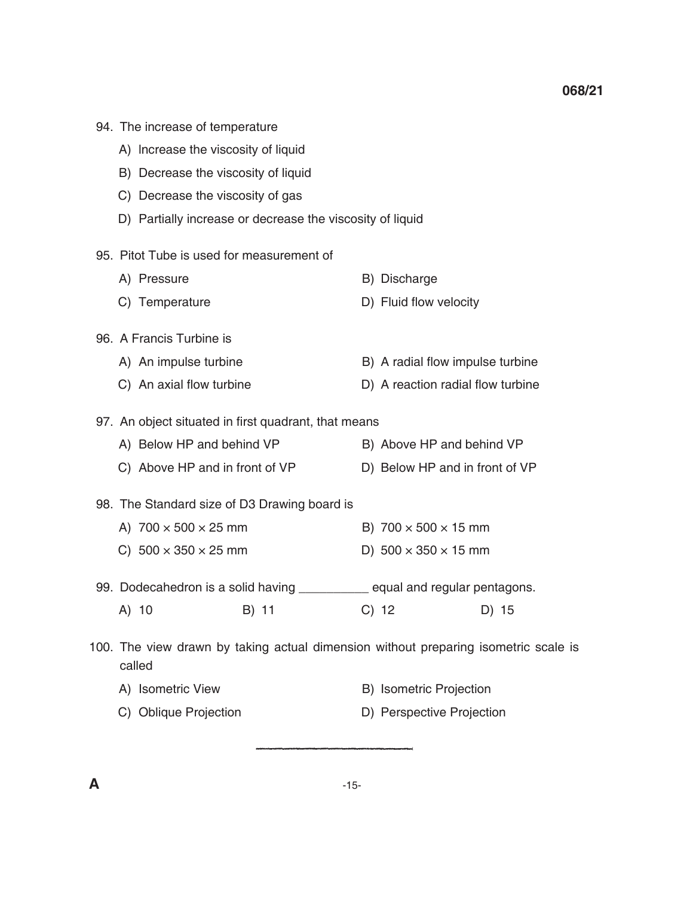94. The increase of temperature

   A) Increase the viscosity of liquid

   B) Decrease the viscosity of liquid

   C) Decrease the viscosity of gas

   D) Partially increase or decrease the viscosity of liquid

95. Pitot Tube is used for measurement of

   A) Pressure
   B) Discharge
   C) Temperature
   D) Fluid flow velocity

96. A Francis Turbine is

   A) An impulse turbine
   B) A radial flow impulse turbine
   C) An axial flow turbine
   D) A reaction radial flow turbine

97. An object situated in first quadrant, that means

   A) Below HP and behind VP
   B) Above HP and behind VP
   C) Above HP and in front of VP
   D) Below HP and in front of VP

98. The Standard size of D3 Drawing board is

   A) $700 \times 500 \times 25$ mm
   B) $700 \times 500 \times 15$ mm
   C) $500 \times 350 \times 25$ mm
   D) $500 \times 350 \times 15$ mm

99. Dodecahedron is a solid having __________ equal and regular pentagons.

   A) 10
   B) 11
   C) 12
   D) 15

100. The view drawn by taking actual dimension without preparing isometric scale is called

   A) Isometric View
   B) Isometric Projection
   C) Oblique Projection
   D) Perspective Projection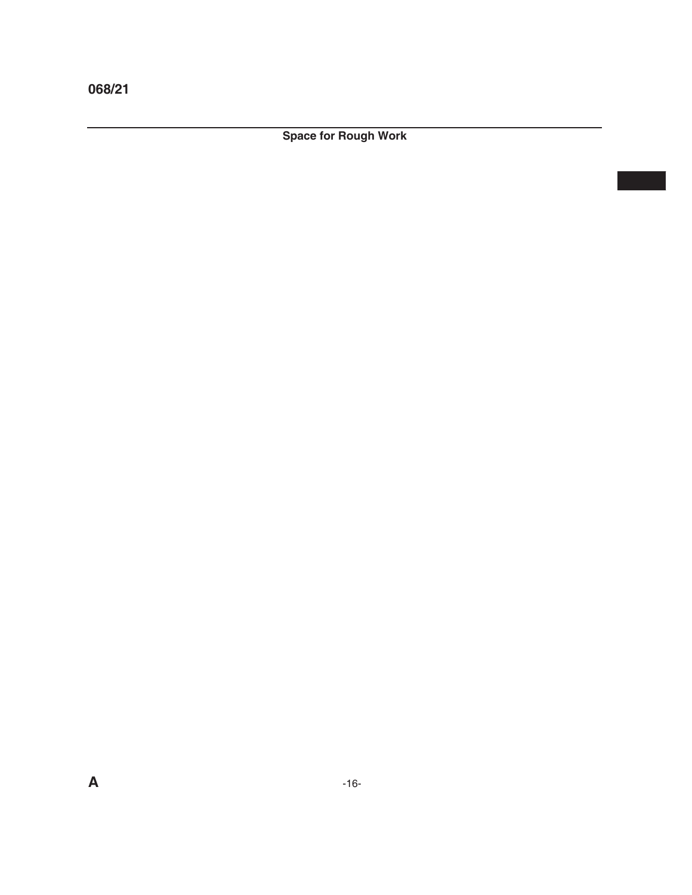**Space for Rough Work**